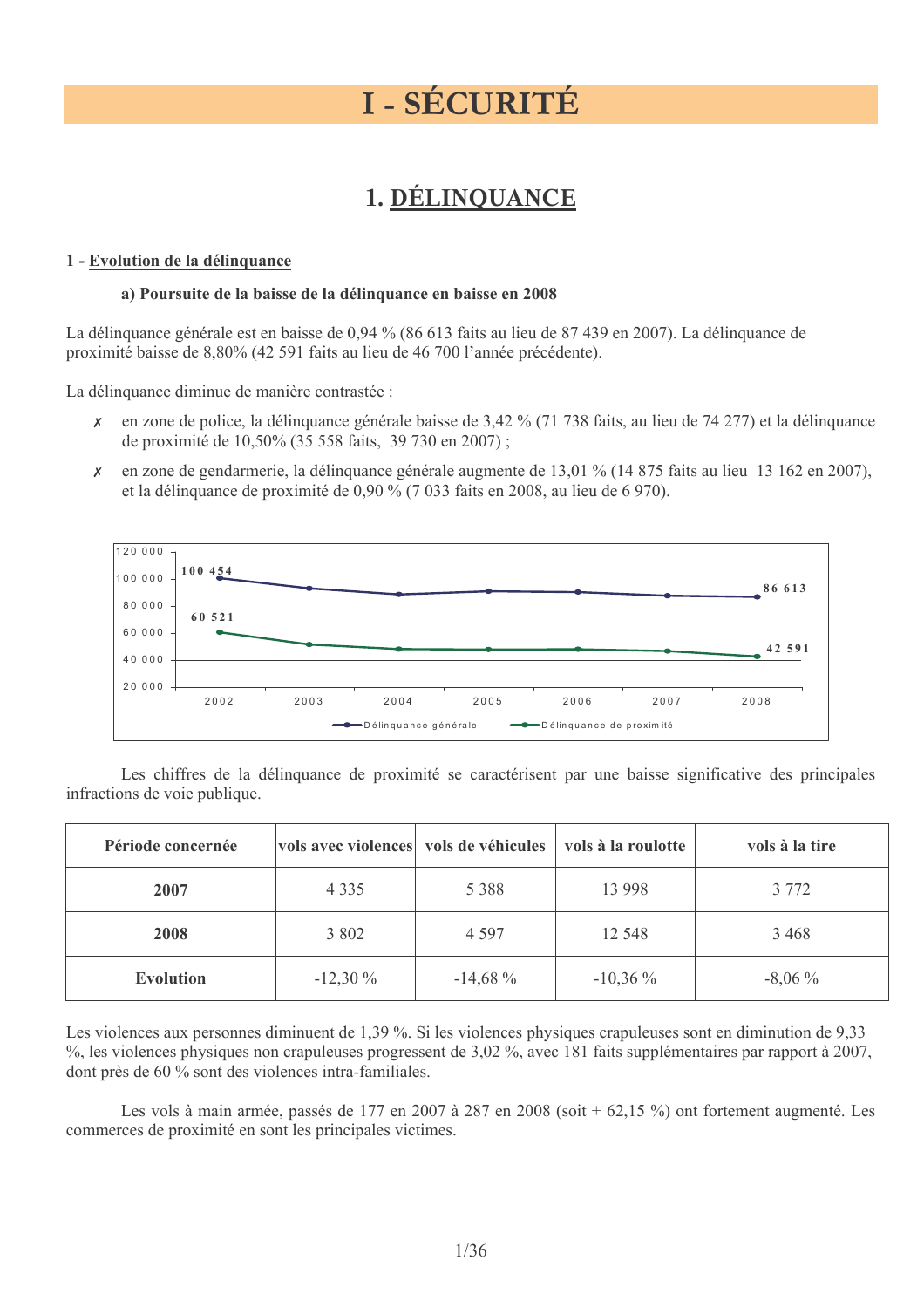# I - SÉCURITÉ

## 1. DÉLINQUANCE

### 1 - Evolution de la délinquance

#### a) Poursuite de la baisse de la délinquance en baisse en 2008

La délinquance générale est en baisse de 0,94 % (86 613 faits au lieu de 87 439 en 2007). La délinquance de proximité baisse de 8,80% (42 591 faits au lieu de 46 700 l'année précédente).

La délinquance diminue de manière contrastée :

- ✗ en zone de police, la délinquance générale baisse de 3,42 % (71 738 faits, au lieu de 74 277) et la délinquance de proximité de 10,50% (35 558 faits, 39 730 en 2007) ;
- ✗ en zone de gendarmerie, la délinquance générale augmente de 13,01 % (14 875 faits au lieu 13 162 en 2007), et la délinquance de proximité de 0,90 % (7 033 faits en 2008, au lieu de 6 970).

Les chiffres de la délinquance de proximité se caractérisent par une baisse significative des principales infractions de voie publique.

| Période concernée | vols avec violences | vols de véhicules | vols à la roulotte | vols à la tire |
|---|---|---|---|---|
| **2007** | 4 335 | 5 388 | 13 998 | 3 772 |
| **2008** | 3 802 | 4 597 | 12 548 | 3 468 |
| **Evolution** | -12,30 % | -14,68 % | -10,36 % | -8,06 % |

Les violences aux personnes diminuent de 1,39 %. Si les violences physiques crapuleuses sont en diminution de 9,33 %, les violences physiques non crapuleuses progressent de 3,02 %, avec 181 faits supplémentaires par rapport à 2007, dont près de 60 % sont des violences intra-familiales.

Les vols à main armée, passés de 177 en 2007 à 287 en 2008 (soit + 62,15 %) ont fortement augmenté. Les commerces de proximité en sont les principales victimes.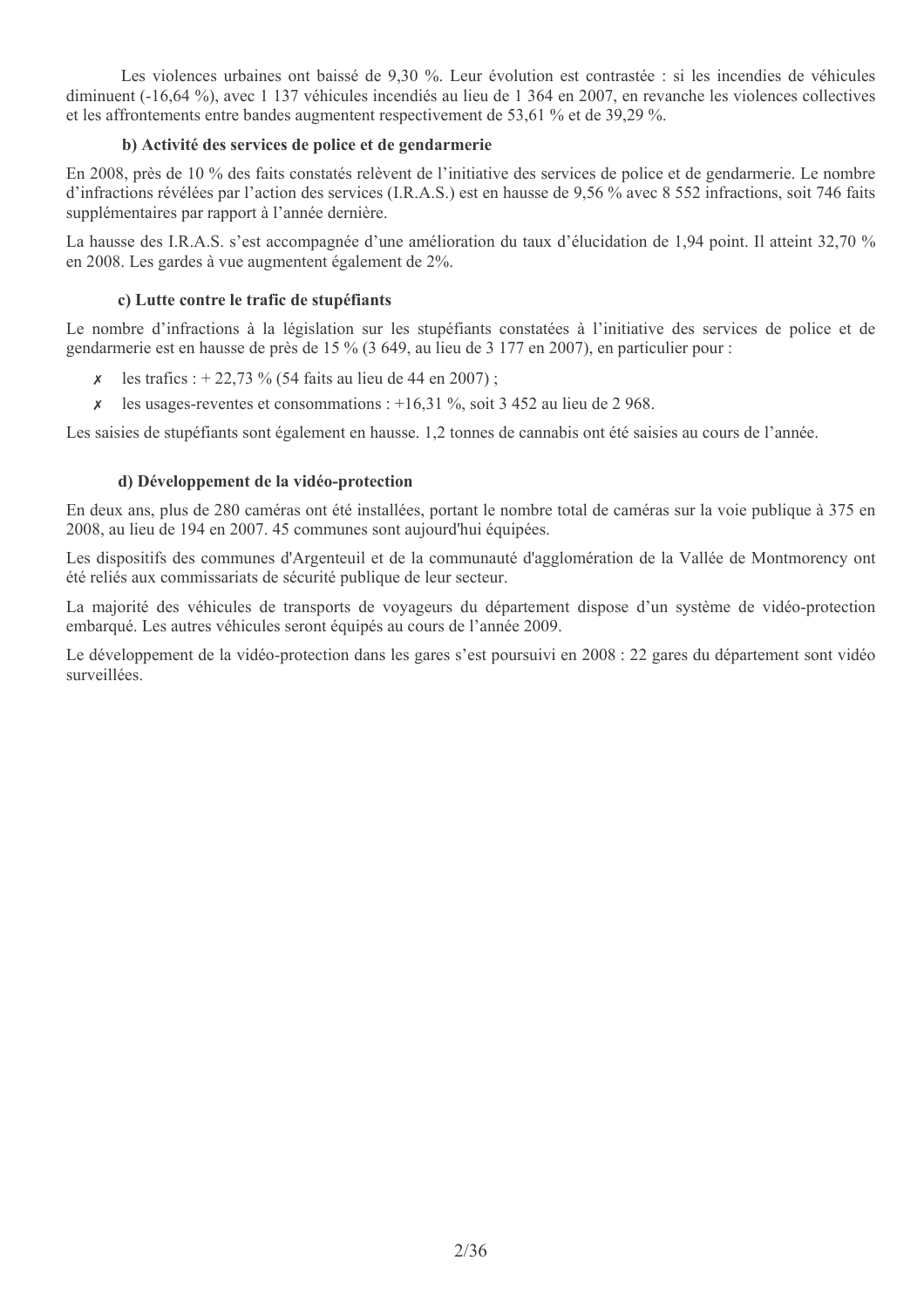Les violences urbaines ont baissé de 9,30 %. Leur évolution est contrastée : si les incendies de véhicules diminuent (-16,64 %), avec 1 137 véhicules incendiés au lieu de 1 364 en 2007, en revanche les violences collectives et les affrontements entre bandes augmentent respectivement de 53,61 % et de 39,29 %.

### b) Activité des services de police et de gendarmerie

En 2008, près de 10 % des faits constatés relèvent de l'initiative des services de police et de gendarmerie. Le nombre d'infractions révélées par l'action des services (I.R.A.S.) est en hausse de 9,56 % avec 8 552 infractions, soit 746 faits supplémentaires par rapport à l'année dernière.

La hausse des I.R.A.S. s'est accompagnée d'une amélioration du taux d'élucidation de 1,94 point. Il atteint 32,70 % en 2008. Les gardes à vue augmentent également de 2%.

### c) Lutte contre le trafic de stupéfiants

Le nombre d'infractions à la législation sur les stupéfiants constatées à l'initiative des services de police et de gendarmerie est en hausse de près de 15 % (3 649, au lieu de 3 177 en 2007), en particulier pour :

- ✗ les trafics : + 22,73 % (54 faits au lieu de 44 en 2007) ;
- ✗ les usages-reventes et consommations : +16,31 %, soit 3 452 au lieu de 2 968.

Les saisies de stupéfiants sont également en hausse. 1,2 tonnes de cannabis ont été saisies au cours de l'année.

### d) Développement de la vidéo-protection

En deux ans, plus de 280 caméras ont été installées, portant le nombre total de caméras sur la voie publique à 375 en 2008, au lieu de 194 en 2007. 45 communes sont aujourd'hui équipées.

Les dispositifs des communes d'Argenteuil et de la communauté d'agglomération de la Vallée de Montmorency ont été reliés aux commissariats de sécurité publique de leur secteur.

La majorité des véhicules de transports de voyageurs du département dispose d'un système de vidéo-protection embarqué. Les autres véhicules seront équipés au cours de l'année 2009.

Le développement de la vidéo-protection dans les gares s'est poursuivi en 2008 : 22 gares du département sont vidéo surveillées.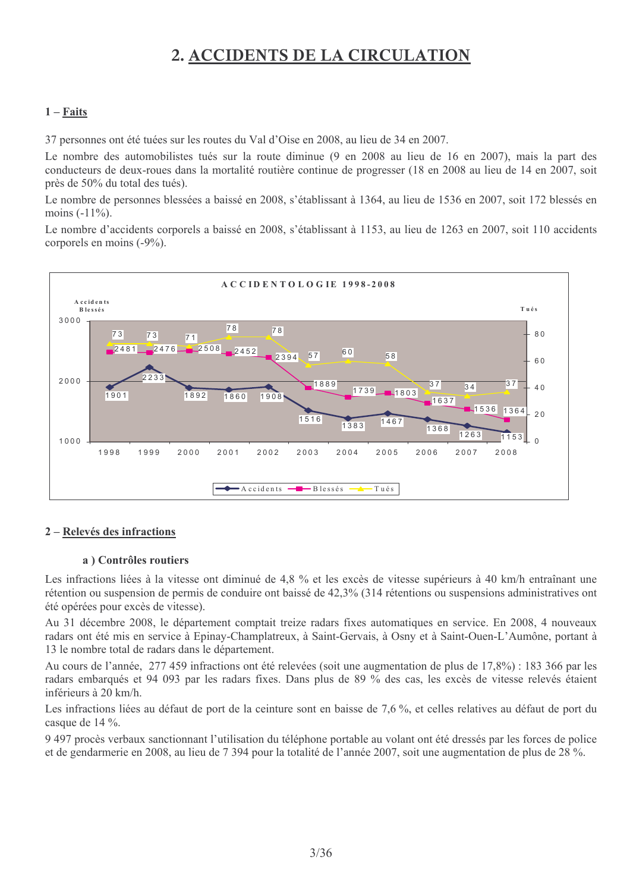# 2. ACCIDENTS DE LA CIRCULATION

## 1 – Faits

37 personnes ont été tuées sur les routes du Val d'Oise en 2008, au lieu de 34 en 2007.

Le nombre des automobilistes tués sur la route diminue (9 en 2008 au lieu de 16 en 2007), mais la part des conducteurs de deux-roues dans la mortalité routière continue de progresser (18 en 2008 au lieu de 14 en 2007, soit près de 50% du total des tués).

Le nombre de personnes blessées a baissé en 2008, s'établissant à 1364, au lieu de 1536 en 2007, soit 172 blessés en moins (-11%).

Le nombre d'accidents corporels a baissé en 2008, s'établissant à 1153, au lieu de 1263 en 2007, soit 110 accidents corporels en moins (-9%).

**ACCIDENTOLOGIE 1998-2008**

| | 1998 | 1999 | 2000 | 2001 | 2002 | 2003 | 2004 | 2005 | 2006 | 2007 | 2008 |
|---|---|---|---|---|---|---|---|---|---|---|---|
| Accidents | 1901 | 2233 | 1892 | 1860 | 1908 | 1516 | 1383 | 1467 | 1368 | 1263 | 1153 |
| Blessés | 2481 | 2476 | 2508 | 2452 | 2394 | 1889 | 1739 | 1803 | 1637 | 1536 | 1364 |
| Tués | 73 | 73 | 71 | 78 | 78 | 57 | 60 | 58 | 37 | 34 | 37 |

## 2 – Relevés des infractions

### a ) Contrôles routiers

Les infractions liées à la vitesse ont diminué de 4,8 % et les excès de vitesse supérieurs à 40 km/h entraînant une rétention ou suspension de permis de conduire ont baissé de 42,3% (314 rétentions ou suspensions administratives ont été opérées pour excès de vitesse).

Au 31 décembre 2008, le département comptait treize radars fixes automatiques en service. En 2008, 4 nouveaux radars ont été mis en service à Epinay-Champlatreux, à Saint-Gervais, à Osny et à Saint-Ouen-L'Aumône, portant à 13 le nombre total de radars dans le département.

Au cours de l'année, 277 459 infractions ont été relevées (soit une augmentation de plus de 17,8%) : 183 366 par les radars embarqués et 94 093 par les radars fixes. Dans plus de 89 % des cas, les excès de vitesse relevés étaient inférieurs à 20 km/h.

Les infractions liées au défaut de port de la ceinture sont en baisse de 7,6 %, et celles relatives au défaut de port du casque de 14 %.

9 497 procès verbaux sanctionnant l'utilisation du téléphone portable au volant ont été dressés par les forces de police et de gendarmerie en 2008, au lieu de 7 394 pour la totalité de l'année 2007, soit une augmentation de plus de 28 %.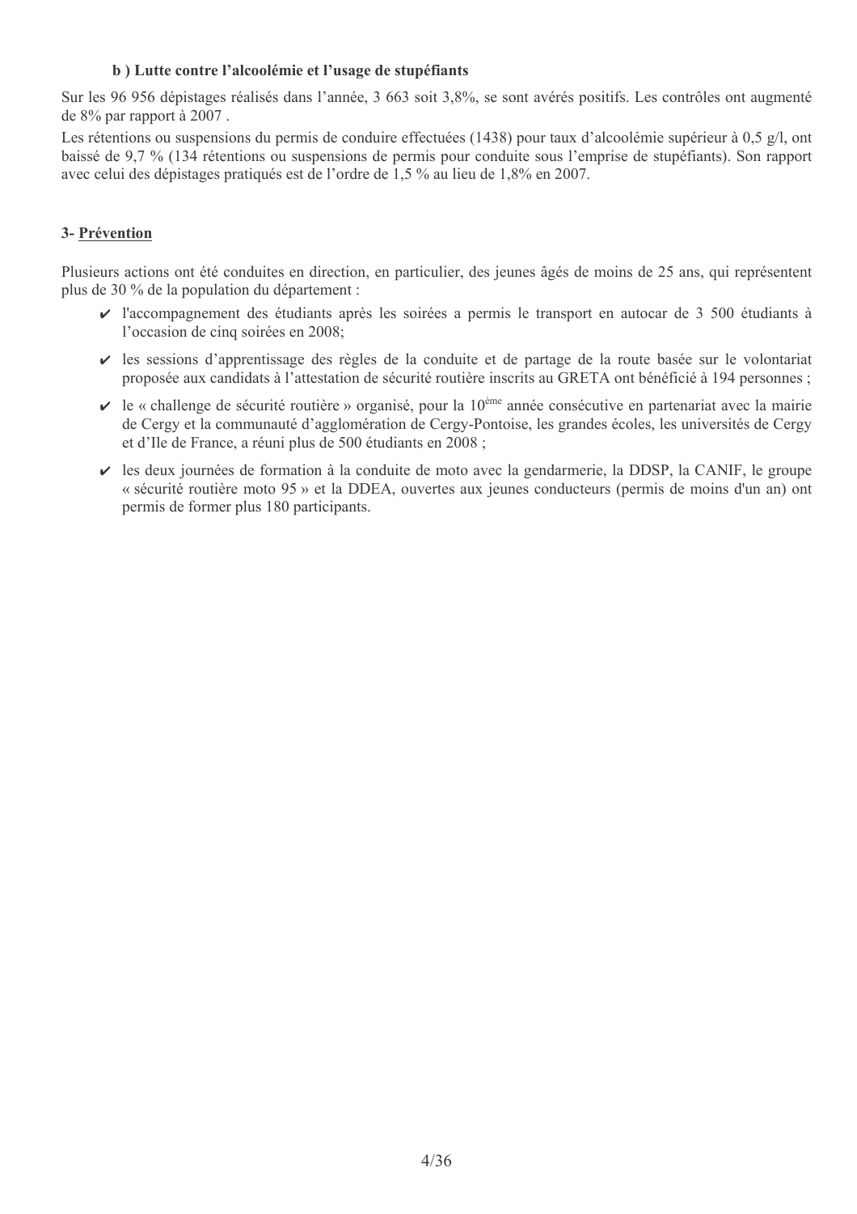### b ) Lutte contre l'alcoolémie et l'usage de stupéfiants

Sur les 96 956 dépistages réalisés dans l'année, 3 663 soit 3,8%, se sont avérés positifs. Les contrôles ont augmenté de 8% par rapport à 2007 .

Les rétentions ou suspensions du permis de conduire effectuées (1438) pour taux d'alcoolémie supérieur à 0,5 g/l, ont baissé de 9,7 % (134 rétentions ou suspensions de permis pour conduite sous l'emprise de stupéfiants). Son rapport avec celui des dépistages pratiqués est de l'ordre de 1,5 % au lieu de 1,8% en 2007.

## 3- Prévention

Plusieurs actions ont été conduites en direction, en particulier, des jeunes âgés de moins de 25 ans, qui représentent plus de 30 % de la population du département :

- ✔ l'accompagnement des étudiants après les soirées a permis le transport en autocar de 3 500 étudiants à l'occasion de cinq soirées en 2008;
- ✔ les sessions d'apprentissage des règles de la conduite et de partage de la route basée sur le volontariat proposée aux candidats à l'attestation de sécurité routière inscrits au GRETA ont bénéficié à 194 personnes ;
- ✔ le « challenge de sécurité routière » organisé, pour la 10ème année consécutive en partenariat avec la mairie de Cergy et la communauté d'agglomération de Cergy-Pontoise, les grandes écoles, les universités de Cergy et d'Ile de France, a réuni plus de 500 étudiants en 2008 ;
- ✔ les deux journées de formation à la conduite de moto avec la gendarmerie, la DDSP, la CANIF, le groupe « sécurité routière moto 95 » et la DDEA, ouvertes aux jeunes conducteurs (permis de moins d'un an) ont permis de former plus 180 participants.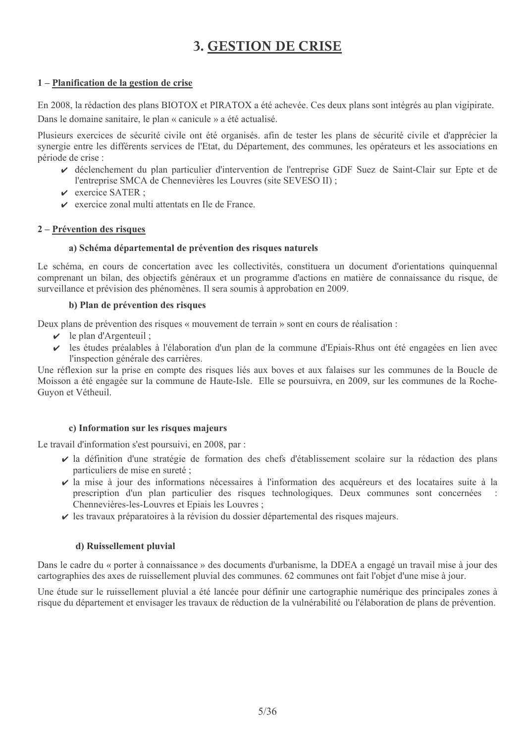# 3. GESTION DE CRISE

### 1 – Planification de la gestion de crise

En 2008, la rédaction des plans BIOTOX et PIRATOX a été achevée. Ces deux plans sont intégrés au plan vigipirate.

Dans le domaine sanitaire, le plan « canicule » a été actualisé.

Plusieurs exercices de sécurité civile ont été organisés. afin de tester les plans de sécurité civile et d'apprécier la synergie entre les différents services de l'Etat, du Département, des communes, les opérateurs et les associations en période de crise :

- ✔ déclenchement du plan particulier d'intervention de l'entreprise GDF Suez de Saint-Clair sur Epte et de l'entreprise SMCA de Chennevières les Louvres (site SEVESO II) ;
- ✔ exercice SATER ;
- ✔ exercice zonal multi attentats en Ile de France.

### 2 – Prévention des risques

#### a) Schéma départemental de prévention des risques naturels

Le schéma, en cours de concertation avec les collectivités, constituera un document d'orientations quinquennal comprenant un bilan, des objectifs généraux et un programme d'actions en matière de connaissance du risque, de surveillance et prévision des phénomènes. Il sera soumis à approbation en 2009.

#### b) Plan de prévention des risques

Deux plans de prévention des risques « mouvement de terrain » sont en cours de réalisation :

- ✔ le plan d'Argenteuil ;
- ✔ les études préalables à l'élaboration d'un plan de la commune d'Epiais-Rhus ont été engagées en lien avec l'inspection générale des carrières.

Une réflexion sur la prise en compte des risques liés aux boves et aux falaises sur les communes de la Boucle de Moisson a été engagée sur la commune de Haute-Isle. Elle se poursuivra, en 2009, sur les communes de la Roche-Guyon et Vétheuil.

#### c) Information sur les risques majeurs

Le travail d'information s'est poursuivi, en 2008, par :

- ✔ la définition d'une stratégie de formation des chefs d'établissement scolaire sur la rédaction des plans particuliers de mise en sureté ;
- ✔ la mise à jour des informations nécessaires à l'information des acquéreurs et des locataires suite à la prescription d'un plan particulier des risques technologiques. Deux communes sont concernées : Chennevières-les-Louvres et Epiais les Louvres ;
- ✔ les travaux préparatoires à la révision du dossier départemental des risques majeurs.

#### d) Ruissellement pluvial

Dans le cadre du « porter à connaissance » des documents d'urbanisme, la DDEA a engagé un travail mise à jour des cartographies des axes de ruissellement pluvial des communes. 62 communes ont fait l'objet d'une mise à jour.

Une étude sur le ruissellement pluvial a été lancée pour définir une cartographie numérique des principales zones à risque du département et envisager les travaux de réduction de la vulnérabilité ou l'élaboration de plans de prévention.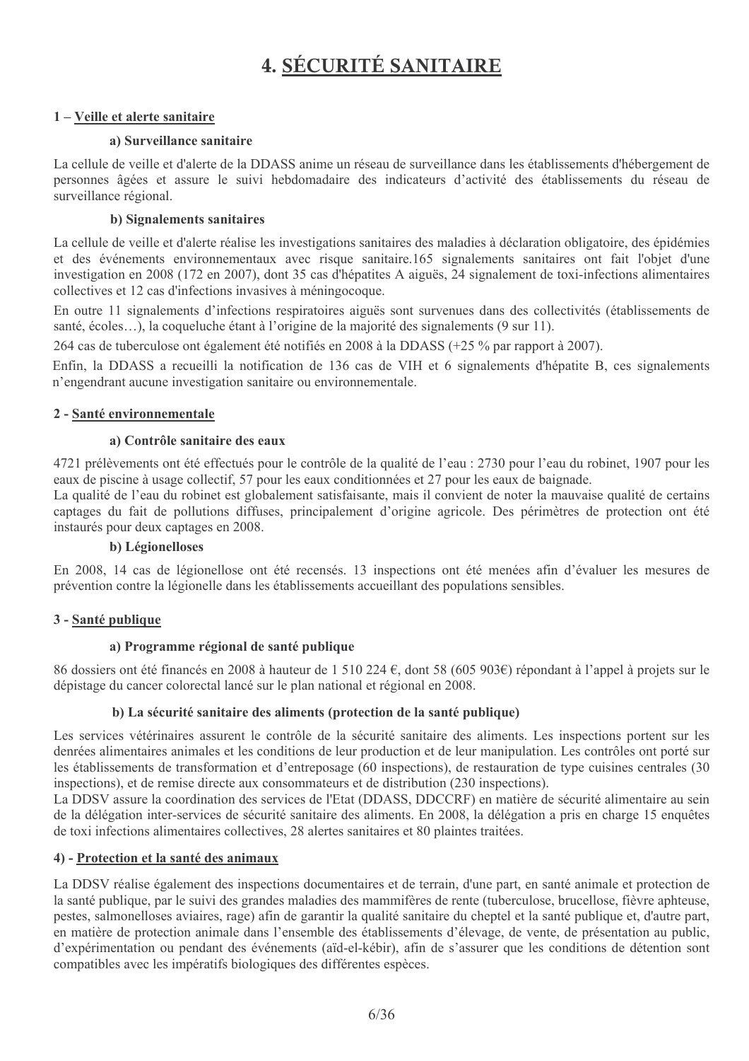# 4. SÉCURITÉ SANITAIRE

## 1 – Veille et alerte sanitaire

### a) Surveillance sanitaire

La cellule de veille et d'alerte de la DDASS anime un réseau de surveillance dans les établissements d'hébergement de personnes âgées et assure le suivi hebdomadaire des indicateurs d'activité des établissements du réseau de surveillance régional.

### b) Signalements sanitaires

La cellule de veille et d'alerte réalise les investigations sanitaires des maladies à déclaration obligatoire, des épidémies et des événements environnementaux avec risque sanitaire.165 signalements sanitaires ont fait l'objet d'une investigation en 2008 (172 en 2007), dont 35 cas d'hépatites A aiguës, 24 signalement de toxi-infections alimentaires collectives et 12 cas d'infections invasives à méningocoque.

En outre 11 signalements d'infections respiratoires aiguës sont survenues dans des collectivités (établissements de santé, écoles…), la coqueluche étant à l'origine de la majorité des signalements (9 sur 11).

264 cas de tuberculose ont également été notifiés en 2008 à la DDASS (+25 % par rapport à 2007).

Enfin, la DDASS a recueilli la notification de 136 cas de VIH et 6 signalements d'hépatite B, ces signalements n'engendrant aucune investigation sanitaire ou environnementale.

## 2 - Santé environnementale

### a) Contrôle sanitaire des eaux

4721 prélèvements ont été effectués pour le contrôle de la qualité de l'eau : 2730 pour l'eau du robinet, 1907 pour les eaux de piscine à usage collectif, 57 pour les eaux conditionnées et 27 pour les eaux de baignade.
La qualité de l'eau du robinet est globalement satisfaisante, mais il convient de noter la mauvaise qualité de certains captages du fait de pollutions diffuses, principalement d'origine agricole. Des périmètres de protection ont été instaurés pour deux captages en 2008.

### b) Légionelloses

En 2008, 14 cas de légionellose ont été recensés. 13 inspections ont été menées afin d'évaluer les mesures de prévention contre la légionelle dans les établissements accueillant des populations sensibles.

## 3 - Santé publique

### a) Programme régional de santé publique

86 dossiers ont été financés en 2008 à hauteur de 1 510 224 €, dont 58 (605 903€) répondant à l'appel à projets sur le dépistage du cancer colorectal lancé sur le plan national et régional en 2008.

### b) La sécurité sanitaire des aliments (protection de la santé publique)

Les services vétérinaires assurent le contrôle de la sécurité sanitaire des aliments. Les inspections portent sur les denrées alimentaires animales et les conditions de leur production et de leur manipulation. Les contrôles ont porté sur les établissements de transformation et d'entreposage (60 inspections), de restauration de type cuisines centrales (30 inspections), et de remise directe aux consommateurs et de distribution (230 inspections).
La DDSV assure la coordination des services de l'Etat (DDASS, DDCCRF) en matière de sécurité alimentaire au sein de la délégation inter-services de sécurité sanitaire des aliments. En 2008, la délégation a pris en charge 15 enquêtes de toxi infections alimentaires collectives, 28 alertes sanitaires et 80 plaintes traitées.

## 4) - Protection et la santé des animaux

La DDSV réalise également des inspections documentaires et de terrain, d'une part, en santé animale et protection de la santé publique, par le suivi des grandes maladies des mammifères de rente (tuberculose, brucellose, fièvre aphteuse, pestes, salmonelloses aviaires, rage) afin de garantir la qualité sanitaire du cheptel et la santé publique et, d'autre part, en matière de protection animale dans l'ensemble des établissements d'élevage, de vente, de présentation au public, d'expérimentation ou pendant des événements (aïd-el-kébir), afin de s'assurer que les conditions de détention sont compatibles avec les impératifs biologiques des différentes espèces.